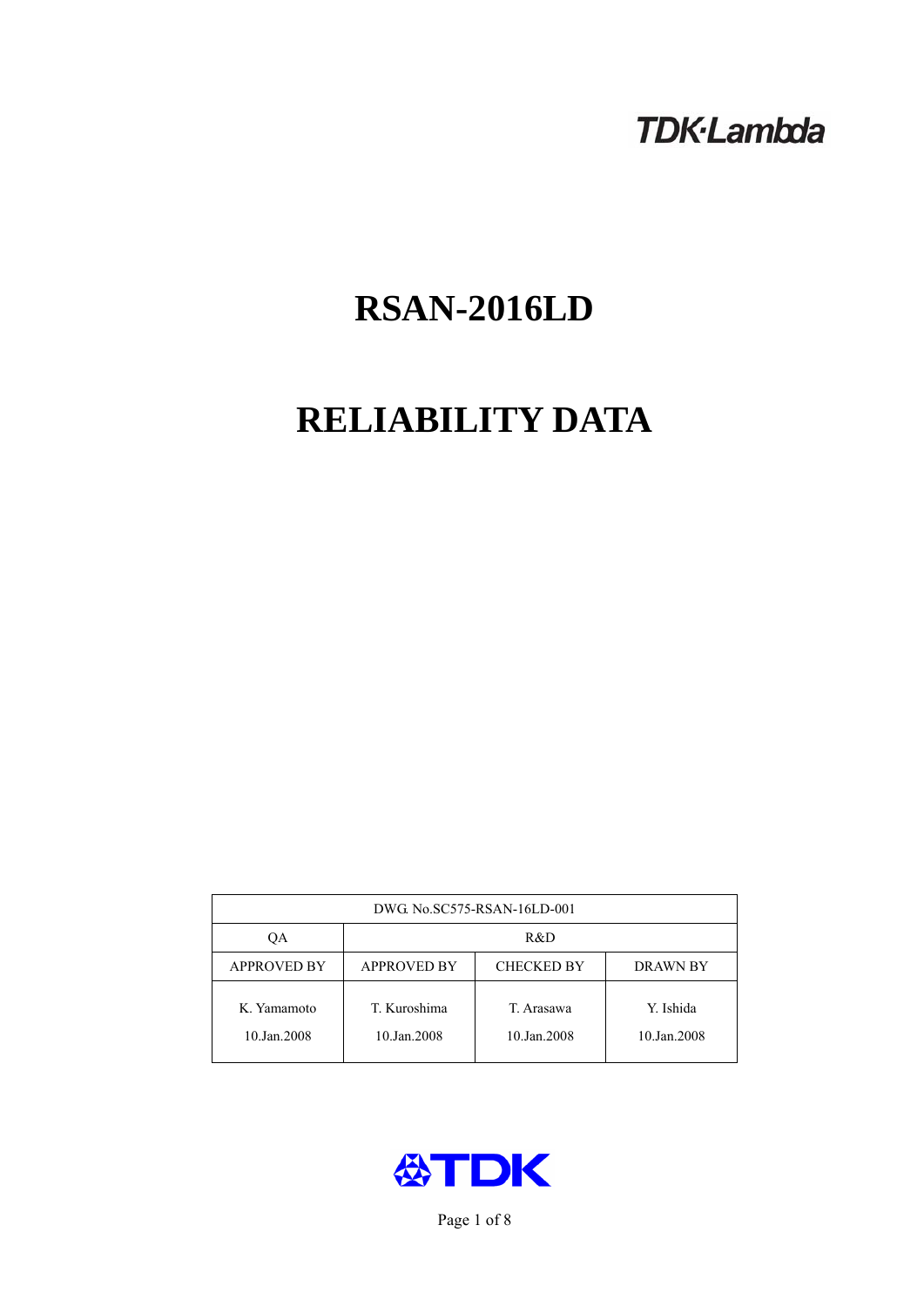TDK·Lambda

# RSAN-2016LD

# RELIABILITY DATA

| DWG. No.SC575-RSAN-16LD-001 | | | |
|---|---|---|---|
| QA | R&D | | |
| APPROVED BY | APPROVED BY | CHECKED BY | DRAWN BY |
| K. Yamamoto<br>10.Jan.2008 | T. Kuroshima<br>10.Jan.2008 | T. Arasawa<br>10.Jan.2008 | Y. Ishida<br>10.Jan.2008 |

TDK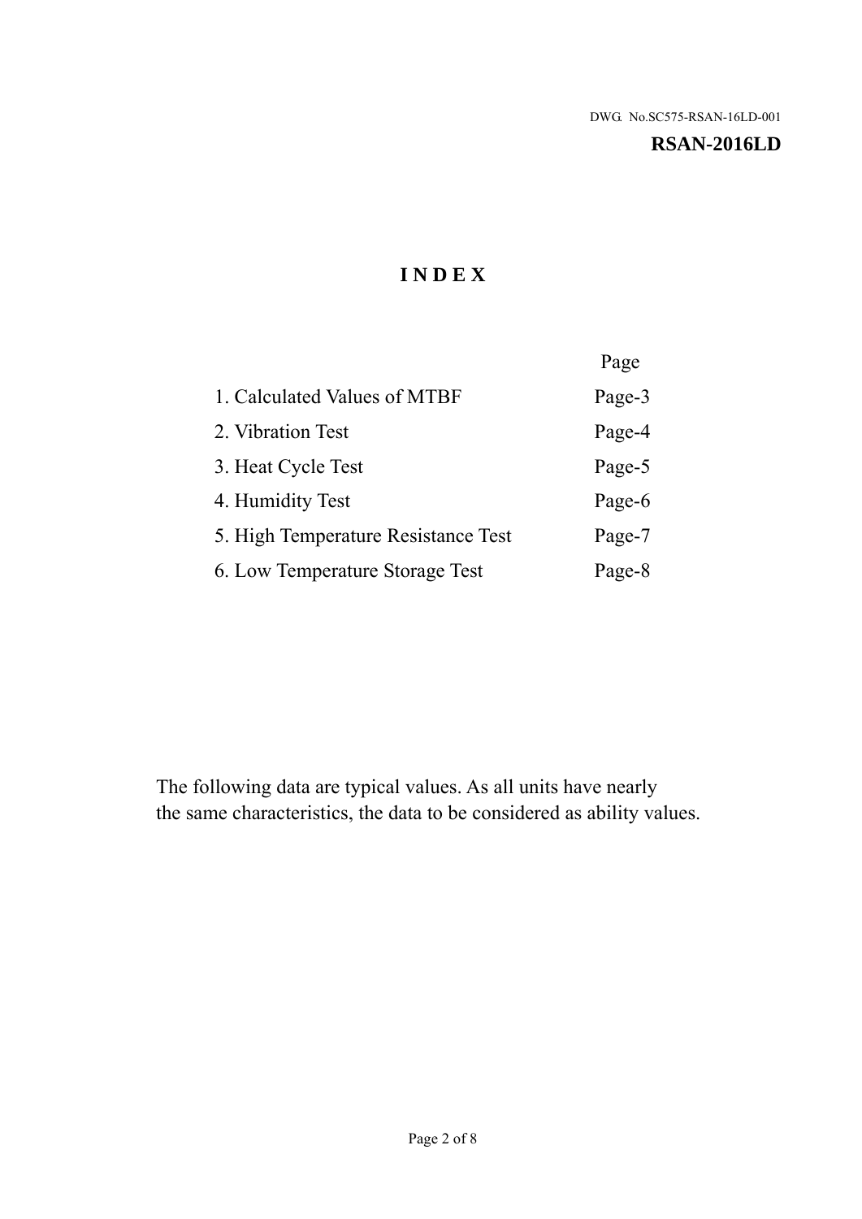DWG. No.SC575-RSAN-16LD-001

**RSAN-2016LD**

# INDEX

| | Page |
|---|---|
| 1. Calculated Values of MTBF | Page-3 |
| 2. Vibration Test | Page-4 |
| 3. Heat Cycle Test | Page-5 |
| 4. Humidity Test | Page-6 |
| 5. High Temperature Resistance Test | Page-7 |
| 6. Low Temperature Storage Test | Page-8 |

The following data are typical values. As all units have nearly the same characteristics, the data to be considered as ability values.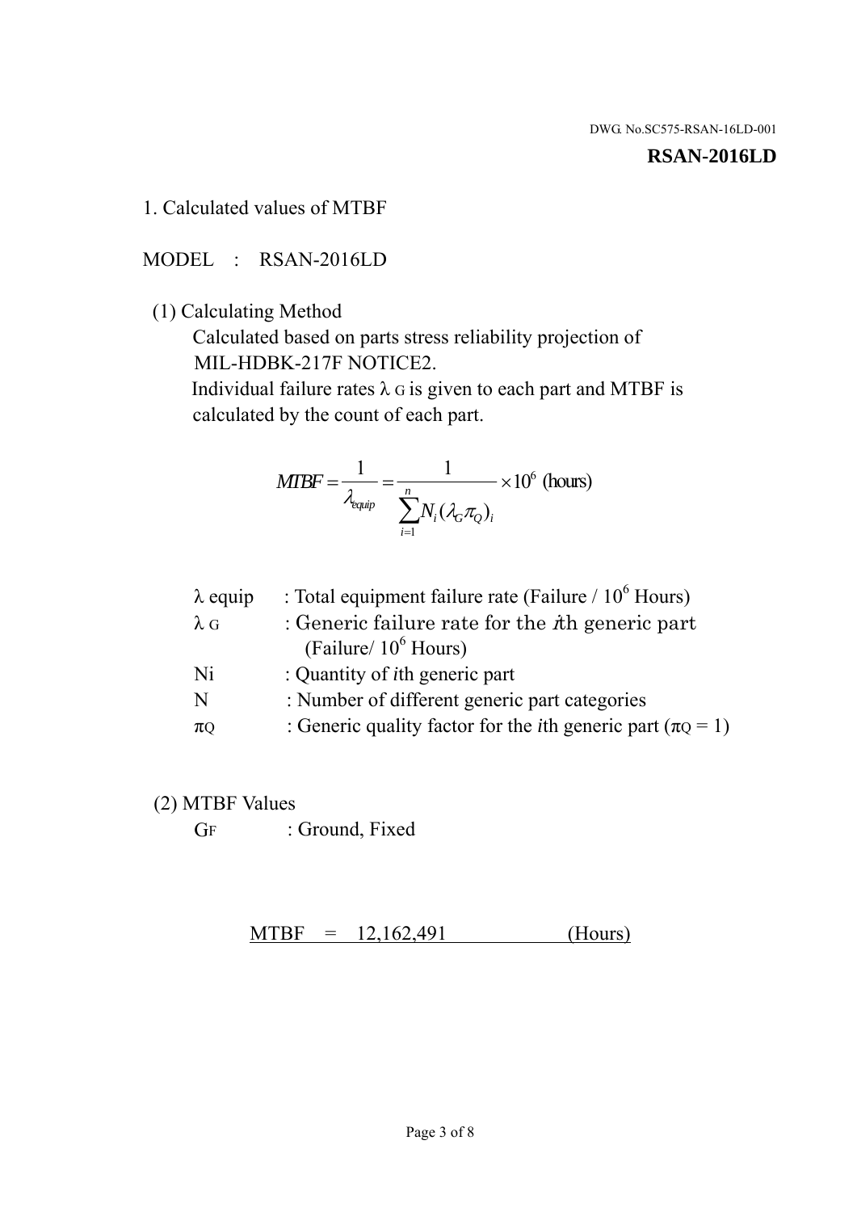DWG. No.SC575-RSAN-16LD-001

**RSAN-2016LD**

1. Calculated values of MTBF

MODEL : RSAN-2016LD

(1) Calculating Method

Calculated based on parts stress reliability projection of MIL-HDBK-217F NOTICE2.

Individual failure rates $\lambda_G$ is given to each part and MTBF is calculated by the count of each part.

$$MTBF = \frac{1}{\lambda_{equip}} = \frac{1}{\sum_{i=1}^{n} N_i (\lambda_G \pi_Q)_i} \times 10^6 \text{ (hours)}$$

| | |
|---|---|
| $\lambda$ equip | : Total equipment failure rate (Failure / $10^6$ Hours) |
| $\lambda_G$ | : Generic failure rate for the $i$th generic part (Failure/ $10^6$ Hours) |
| Ni | : Quantity of $i$th generic part |
| N | : Number of different generic part categories |
| $\pi_Q$ | : Generic quality factor for the $i$th generic part ($\pi_Q = 1$) |

(2) MTBF Values

$G_F$ : Ground, Fixed

MTBF = 12,162,491 (Hours)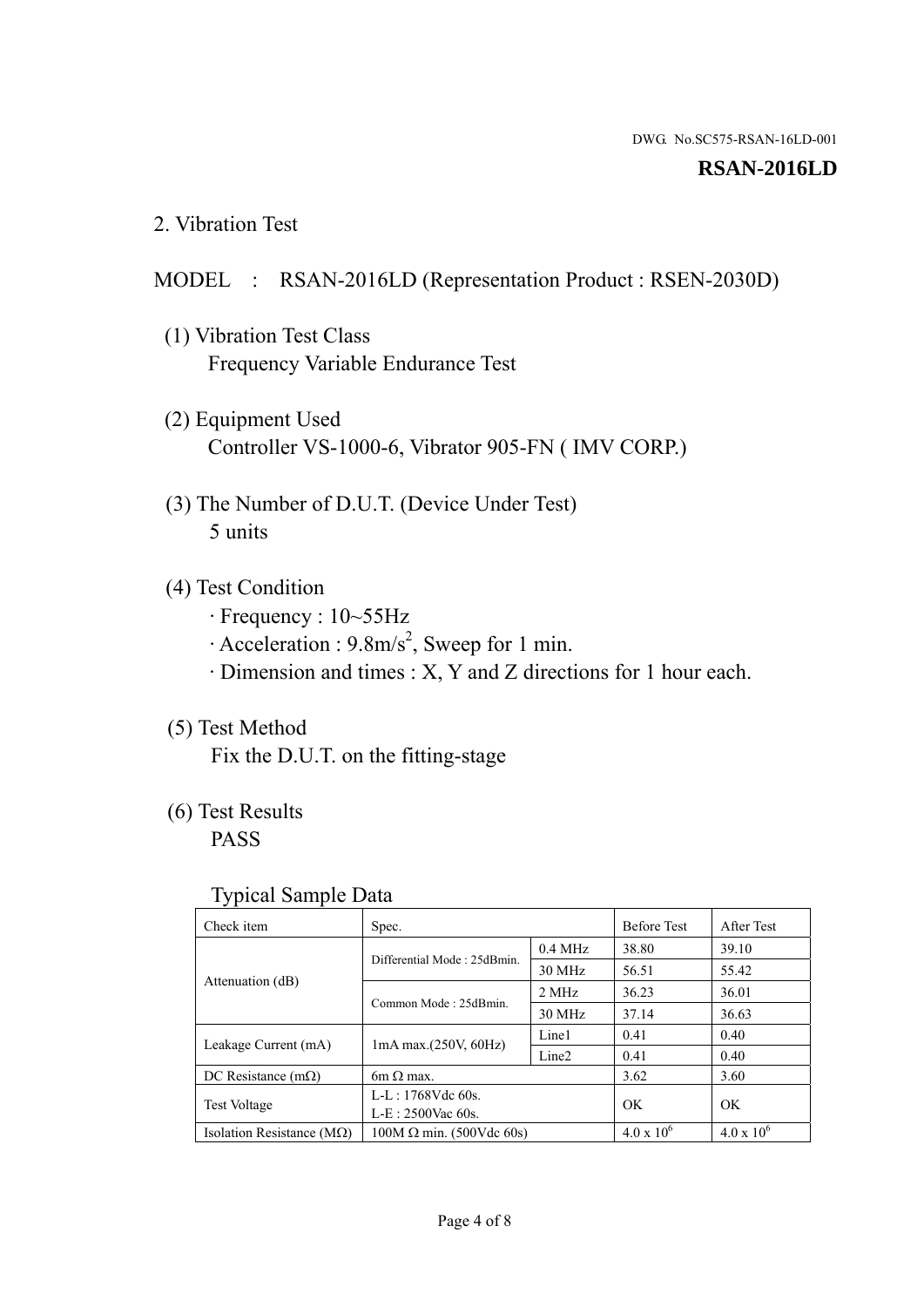DWG. No.SC575-RSAN-16LD-001

**RSAN-2016LD**

## 2. Vibration Test

MODEL : RSAN-2016LD (Representation Product : RSEN-2030D)

(1) Vibration Test Class
Frequency Variable Endurance Test

(2) Equipment Used
Controller VS-1000-6, Vibrator 905-FN ( IMV CORP.)

(3) The Number of D.U.T. (Device Under Test)
5 units

(4) Test Condition
· Frequency : 10~55Hz
· Acceleration : 9.8m/s$^2$, Sweep for 1 min.
· Dimension and times : X, Y and Z directions for 1 hour each.

(5) Test Method
Fix the D.U.T. on the fitting-stage

(6) Test Results
PASS

Typical Sample Data

| Check item | Spec. | | Before Test | After Test |
|---|---|---|---|---|
| Attenuation (dB) | Differential Mode : 25dBmin. | 0.4 MHz | 38.80 | 39.10 |
| | | 30 MHz | 56.51 | 55.42 |
| | Common Mode : 25dBmin. | 2 MHz | 36.23 | 36.01 |
| | | 30 MHz | 37.14 | 36.63 |
| Leakage Current (mA) | 1mA max.(250V, 60Hz) | Line1 | 0.41 | 0.40 |
| | | Line2 | 0.41 | 0.40 |
| DC Resistance (mΩ) | 6m Ω max. | | 3.62 | 3.60 |
| Test Voltage | L-L : 1768Vdc 60s.<br>L-E : 2500Vac 60s. | | OK | OK |
| Isolation Resistance (MΩ) | 100M Ω min. (500Vdc 60s) | | $4.0 \times 10^6$ | $4.0 \times 10^6$ |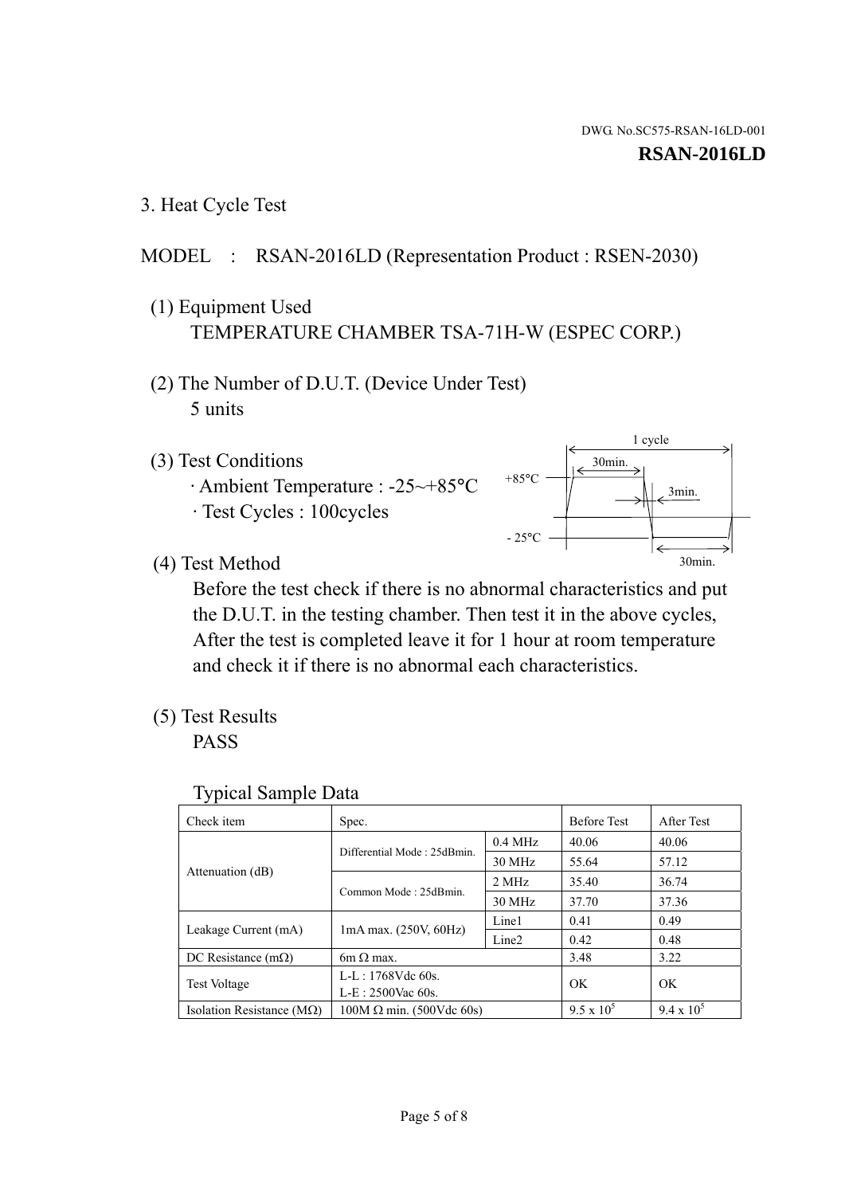DWG. No.SC575-RSAN-16LD-001

**RSAN-2016LD**

## 3. Heat Cycle Test

MODEL : RSAN-2016LD (Representation Product : RSEN-2030)

(1) Equipment Used
TEMPERATURE CHAMBER TSA-71H-W (ESPEC CORP.)

(2) The Number of D.U.T. (Device Under Test)
5 units

(3) Test Conditions
· Ambient Temperature : -25~+85°C
· Test Cycles : 100cycles

1 cycle
30min.
+85°C
3min.
- 25°C
30min.

(4) Test Method
Before the test check if there is no abnormal characteristics and put the D.U.T. in the testing chamber. Then test it in the above cycles, After the test is completed leave it for 1 hour at room temperature and check it if there is no abnormal each characteristics.

(5) Test Results
PASS

Typical Sample Data

| Check item | Spec. | | Before Test | After Test |
|---|---|---|---|---|
| Attenuation (dB) | Differential Mode : 25dBmin. | 0.4 MHz | 40.06 | 40.06 |
| | | 30 MHz | 55.64 | 57.12 |
| | Common Mode : 25dBmin. | 2 MHz | 35.40 | 36.74 |
| | | 30 MHz | 37.70 | 37.36 |
| Leakage Current (mA) | 1mA max. (250V, 60Hz) | Line1 | 0.41 | 0.49 |
| | | Line2 | 0.42 | 0.48 |
| DC Resistance (mΩ) | 6m Ω max. | | 3.48 | 3.22 |
| Test Voltage | L-L : 1768Vdc 60s.<br>L-E : 2500Vac 60s. | | OK | OK |
| Isolation Resistance (MΩ) | 100M Ω min. (500Vdc 60s) | | $9.5 \times 10^5$ | $9.4 \times 10^5$ |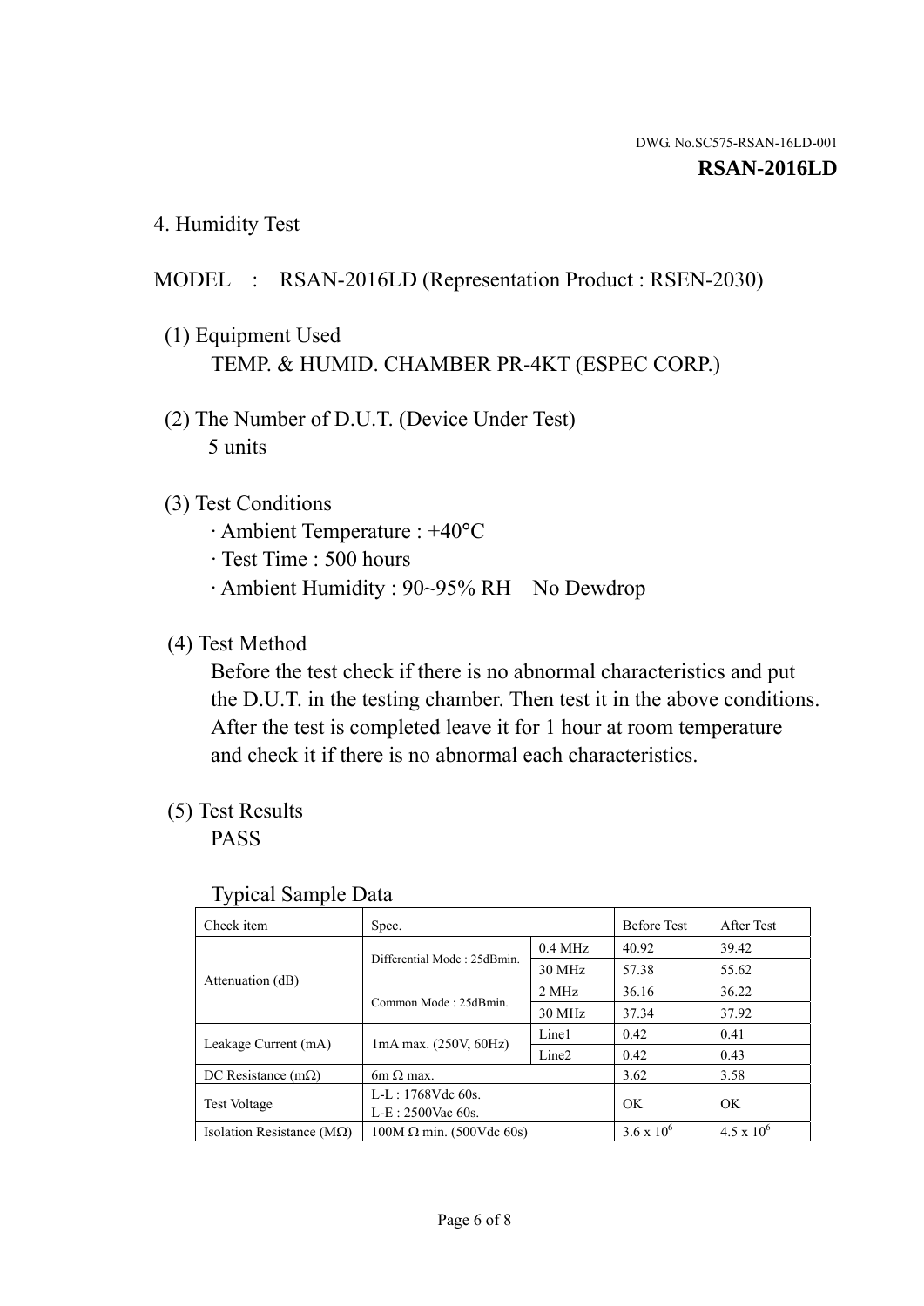DWG. No.SC575-RSAN-16LD-001

**RSAN-2016LD**

## 4. Humidity Test

MODEL : RSAN-2016LD (Representation Product : RSEN-2030)

(1) Equipment Used

TEMP. & HUMID. CHAMBER PR-4KT (ESPEC CORP.)

(2) The Number of D.U.T. (Device Under Test)

5 units

(3) Test Conditions

· Ambient Temperature : +40°C

· Test Time : 500 hours

· Ambient Humidity : 90~95% RH No Dewdrop

(4) Test Method

Before the test check if there is no abnormal characteristics and put the D.U.T. in the testing chamber. Then test it in the above conditions. After the test is completed leave it for 1 hour at room temperature and check it if there is no abnormal each characteristics.

(5) Test Results

PASS

Typical Sample Data

| Check item | Spec. | | Before Test | After Test |
|---|---|---|---|---|
| Attenuation (dB) | Differential Mode : 25dBmin. | 0.4 MHz | 40.92 | 39.42 |
| | | 30 MHz | 57.38 | 55.62 |
| | Common Mode : 25dBmin. | 2 MHz | 36.16 | 36.22 |
| | | 30 MHz | 37.34 | 37.92 |
| Leakage Current (mA) | 1mA max. (250V, 60Hz) | Line1 | 0.42 | 0.41 |
| | | Line2 | 0.42 | 0.43 |
| DC Resistance (mΩ) | 6m Ω max. | | 3.62 | 3.58 |
| Test Voltage | L-L : 1768Vdc 60s.<br>L-E : 2500Vac 60s. | | OK | OK |
| Isolation Resistance (MΩ) | 100M Ω min. (500Vdc 60s) | | $3.6 \times 10^{6}$ | $4.5 \times 10^{6}$ |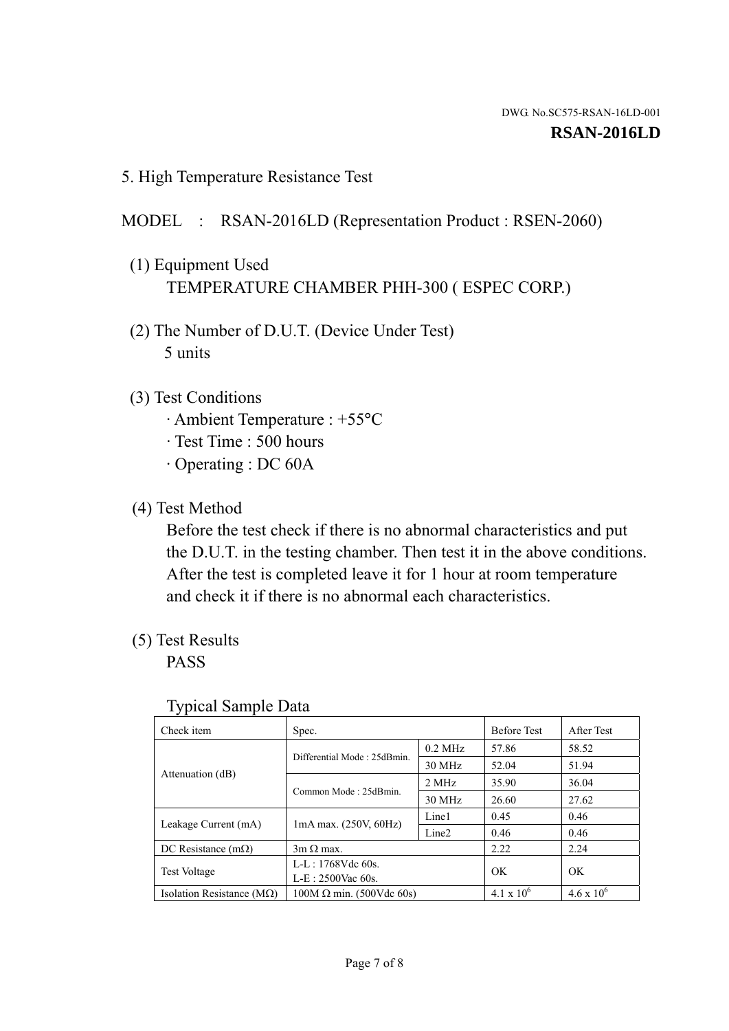DWG. No.SC575-RSAN-16LD-001

**RSAN-2016LD**

## 5. High Temperature Resistance Test

MODEL : RSAN-2016LD (Representation Product : RSEN-2060)

(1) Equipment Used

TEMPERATURE CHAMBER PHH-300 ( ESPEC CORP.)

(2) The Number of D.U.T. (Device Under Test)

5 units

(3) Test Conditions

· Ambient Temperature : +55°C
· Test Time : 500 hours
· Operating : DC 60A

(4) Test Method

Before the test check if there is no abnormal characteristics and put the D.U.T. in the testing chamber. Then test it in the above conditions. After the test is completed leave it for 1 hour at room temperature and check it if there is no abnormal each characteristics.

(5) Test Results

PASS

Typical Sample Data

| Check item | Spec. | | Before Test | After Test |
|---|---|---|---|---|
| Attenuation (dB) | Differential Mode : 25dBmin. | 0.2 MHz | 57.86 | 58.52 |
| | | 30 MHz | 52.04 | 51.94 |
| | Common Mode : 25dBmin. | 2 MHz | 35.90 | 36.04 |
| | | 30 MHz | 26.60 | 27.62 |
| Leakage Current (mA) | 1mA max. (250V, 60Hz) | Line1 | 0.45 | 0.46 |
| | | Line2 | 0.46 | 0.46 |
| DC Resistance (mΩ) | 3m Ω max. | | 2.22 | 2.24 |
| Test Voltage | L-L : 1768Vdc 60s.<br>L-E : 2500Vac 60s. | | OK | OK |
| Isolation Resistance (MΩ) | 100M Ω min. (500Vdc 60s) | | $4.1 \times 10^6$ | $4.6 \times 10^6$ |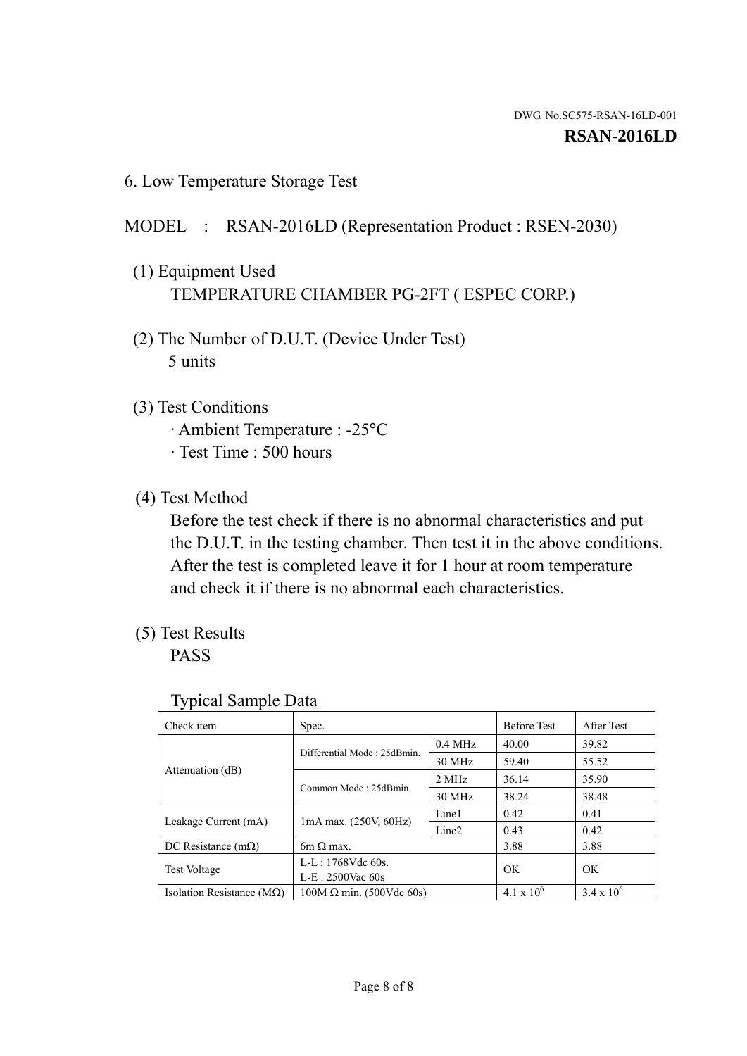DWG. No.SC575-RSAN-16LD-001

**RSAN-2016LD**

## 6. Low Temperature Storage Test

MODEL : RSAN-2016LD (Representation Product : RSEN-2030)

(1) Equipment Used
TEMPERATURE CHAMBER PG-2FT ( ESPEC CORP.)

(2) The Number of D.U.T. (Device Under Test)
5 units

(3) Test Conditions
· Ambient Temperature : -25°C
· Test Time : 500 hours

(4) Test Method
Before the test check if there is no abnormal characteristics and put the D.U.T. in the testing chamber. Then test it in the above conditions. After the test is completed leave it for 1 hour at room temperature and check it if there is no abnormal each characteristics.

(5) Test Results
PASS

Typical Sample Data

| Check item | Spec. | | Before Test | After Test |
|---|---|---|---|---|
| Attenuation (dB) | Differential Mode : 25dBmin. | 0.4 MHz | 40.00 | 39.82 |
| | | 30 MHz | 59.40 | 55.52 |
| | Common Mode : 25dBmin. | 2 MHz | 36.14 | 35.90 |
| | | 30 MHz | 38.24 | 38.48 |
| Leakage Current (mA) | 1mA max. (250V, 60Hz) | Line1 | 0.42 | 0.41 |
| | | Line2 | 0.43 | 0.42 |
| DC Resistance (mΩ) | 6m Ω max. | | 3.88 | 3.88 |
| Test Voltage | L-L : 1768Vdc 60s.<br>L-E : 2500Vac 60s | | OK | OK |
| Isolation Resistance (MΩ) | 100M Ω min. (500Vdc 60s) | | $4.1 \times 10^6$ | $3.4 \times 10^6$ |